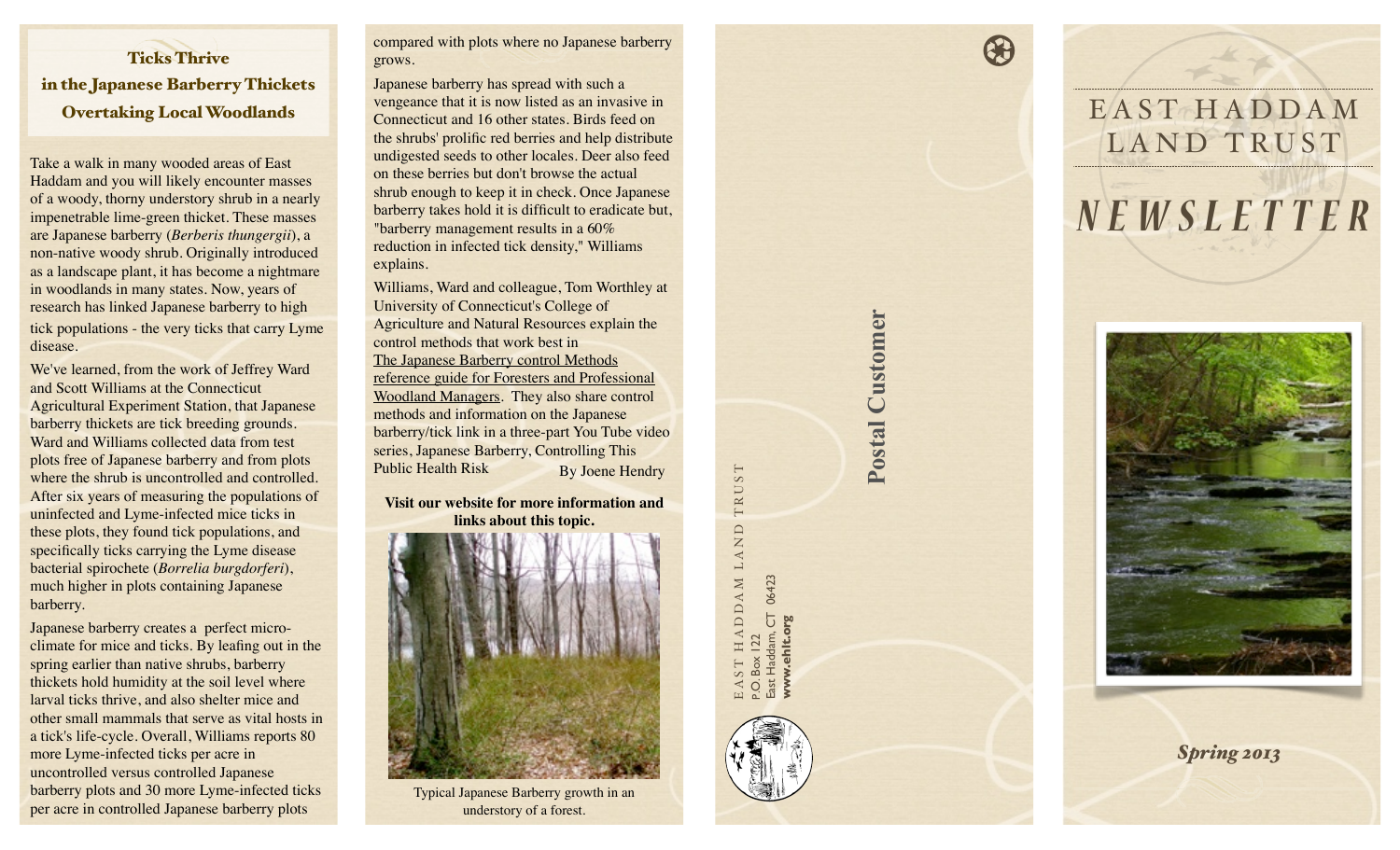## Ticks Thrive in the Japanese Barberry Thickets Overtaking Local Woodlands

Take a walk in many wooded areas of East Haddam and you will likely encounter masses of a woody, thorny understory shrub in a nearly impenetrable lime-green thicket. These masses are Japanese barberry (*Berberis thungergii*), a non-native woody shrub. Originally introduced as a landscape plant, it has become a nightmare in woodlands in many states. Now, years of research has linked Japanese barberry to high tick populations - the very ticks that carry Lyme disease.

We've learned, from the work of Jeffrey Ward and Scott Williams at the Connecticut Agricultural Experiment Station, that Japanese barberry thickets are tick breeding grounds. Ward and Williams collected data from test plots free of Japanese barberry and from plots where the shrub is uncontrolled and controlled. After six years of measuring the populations of uninfected and Lyme-infected mice ticks in these plots, they found tick populations, and specifically ticks carrying the Lyme disease bacterial spirochete (*Borrelia burgdorferi*), much higher in plots containing Japanese barberry.

Japanese barberry creates a perfect micro-climate for mice and ticks. By leafing out in the spring earlier than native shrubs, barberry thickets hold humidity at the soil level where larval ticks thrive, and also shelter mice and other small mammals that serve as vital hosts in a tick's life-cycle. Overall, Williams reports 80 more Lyme-infected ticks per acre in uncontrolled versus controlled Japanese barberry plots and 30 more Lyme-infected ticks per acre in controlled Japanese barberry plots compared with plots where no Japanese barberry grows.

Japanese barberry has spread with such a vengeance that it is now listed as an invasive in Connecticut and 16 other states. Birds feed on the shrubs' prolific red berries and help distribute undigested seeds to other locales. Deer also feed on these berries but don't browse the actual shrub enough to keep it in check. Once Japanese barberry takes hold it is difficult to eradicate but, "barberry management results in a 60% reduction in infected tick density," Williams explains.

Williams, Ward and colleague, Tom Worthley at University of Connecticut's College of Agriculture and Natural Resources explain the control methods that work best in The Japanese Barberry control Methods reference guide for Foresters and Professional Woodland Managers. They also share control methods and information on the Japanese barberry/tick link in a three-part You Tube video series, Japanese Barberry, Controlling This Public Health Risk

By Joene Hendry

**Visit our website for more information and links about this topic.**

Typical Japanese Barberry growth in an understory of a forest.

EAST HADDAM LAND TRUST
P.O. Box 122
East Haddam, CT 06423
**www.ehlt.org**

**Postal Customer**

# EAST HADDAM LAND TRUST

# *NEWSLETTER*

***Spring 2013***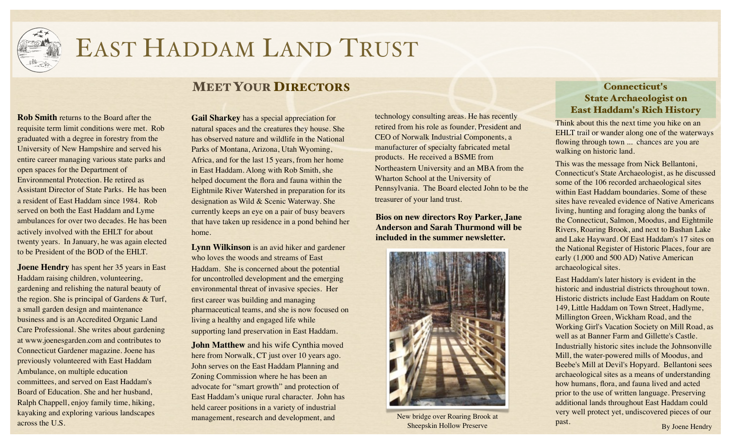# East Haddam Land Trust

## Meet Your Directors

**Rob Smith** returns to the Board after the requisite term limit conditions were met. Rob graduated with a degree in forestry from the University of New Hampshire and served his entire career managing various state parks and open spaces for the Department of Environmental Protection. He retired as Assistant Director of State Parks. He has been a resident of East Haddam since 1984. Rob served on both the East Haddam and Lyme ambulances for over two decades. He has been actively involved with the EHLT for about twenty years. In January, he was again elected to be President of the BOD of the EHLT.

**Joene Hendry** has spent her 35 years in East Haddam raising children, volunteering, gardening and relishing the natural beauty of the region. She is principal of Gardens & Turf, a small garden design and maintenance business and is an Accredited Organic Land Care Professional. She writes about gardening at www.joenesgarden.com and contributes to Connecticut Gardener magazine. Joene has previously volunteered with East Haddam Ambulance, on multiple education committees, and served on East Haddam's Board of Education. She and her husband, Ralph Chappell, enjoy family time, hiking, kayaking and exploring various landscapes across the U.S.

**Gail Sharkey** has a special appreciation for natural spaces and the creatures they house. She has observed nature and wildlife in the National Parks of Montana, Arizona, Utah Wyoming, Africa, and for the last 15 years, from her home in East Haddam. Along with Rob Smith, she helped document the flora and fauna within the Eightmile River Watershed in preparation for its designation as Wild & Scenic Waterway. She currently keeps an eye on a pair of busy beavers that have taken up residence in a pond behind her home.

**Lynn Wilkinson** is an avid hiker and gardener who loves the woods and streams of East Haddam. She is concerned about the potential for uncontrolled development and the emerging environmental threat of invasive species. Her first career was building and managing pharmaceutical teams, and she is now focused on living a healthy and engaged life while supporting land preservation in East Haddam.

**John Matthew** and his wife Cynthia moved here from Norwalk, CT just over 10 years ago. John serves on the East Haddam Planning and Zoning Commission where he has been an advocate for "smart growth" and protection of East Haddam's unique rural character. John has held career positions in a variety of industrial management, research and development, and technology consulting areas. He has recently retired from his role as founder, President and CEO of Norwalk Industrial Components, a manufacturer of specialty fabricated metal products. He received a BSME from Northeastern University and an MBA from the Wharton School at the University of Pennsylvania. The Board elected John to be the treasurer of your land trust.

**Bios on new directors Roy Parker, Jane Anderson and Sarah Thurmond will be included in the summer newsletter.**

New bridge over Roaring Brook at Sheepskin Hollow Preserve

## Connecticut's State Archaeologist on East Haddam's Rich History

Think about this the next time you hike on an EHLT trail or wander along one of the waterways flowing through town ... chances are you are walking on historic land.

This was the message from Nick Bellantoni, Connecticut's State Archaeologist, as he discussed some of the 106 recorded archaeological sites within East Haddam boundaries. Some of these sites have revealed evidence of Native Americans living, hunting and foraging along the banks of the Connecticut, Salmon, Moodus, and Eightmile Rivers, Roaring Brook, and next to Bashan Lake and Lake Hayward. Of East Haddam's 17 sites on the National Register of Historic Places, four are early (1,000 and 500 AD) Native American archaeological sites.

East Haddam's later history is evident in the historic and industrial districts throughout town. Historic districts include East Haddam on Route 149, Little Haddam on Town Street, Hadlyme, Millington Green, Wickham Road, and the Working Girl's Vacation Society on Mill Road, as well as at Banner Farm and Gillette's Castle. Industrially historic sites include the Johnsonville Mill, the water-powered mills of Moodus, and Beebe's Mill at Devil's Hopyard. Bellantoni sees archaeological sites as a means of understanding how humans, flora, and fauna lived and acted prior to the use of written language. Preserving additional lands throughout East Haddam could very well protect yet, undiscovered pieces of our past.

By Joene Hendry